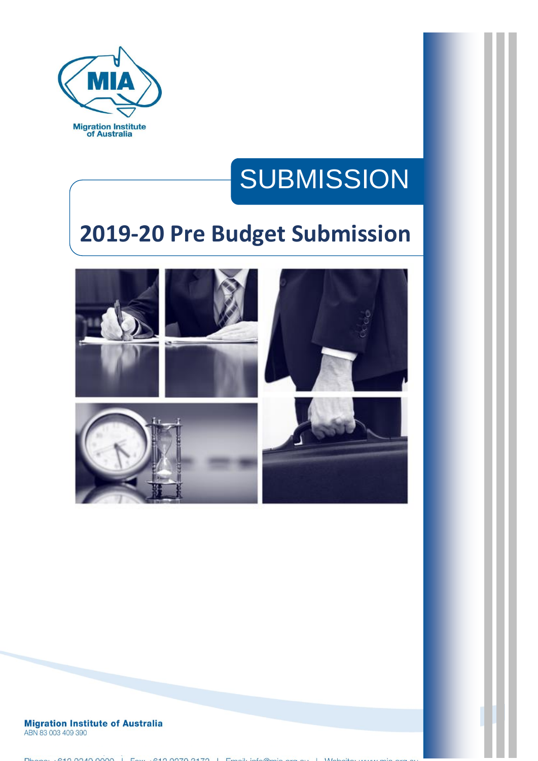MIA

Migration Institute of Australia

SUBMISSION

# 2019-20 Pre Budget Submission

**Migration Institute of Australia**
ABN 83 003 409 390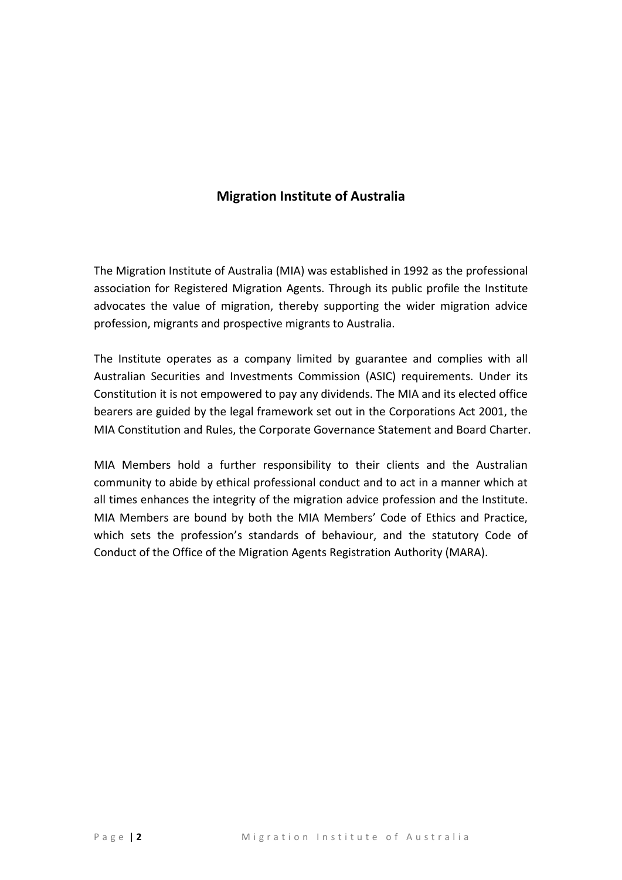## Migration Institute of Australia

The Migration Institute of Australia (MIA) was established in 1992 as the professional association for Registered Migration Agents. Through its public profile the Institute advocates the value of migration, thereby supporting the wider migration advice profession, migrants and prospective migrants to Australia.

The Institute operates as a company limited by guarantee and complies with all Australian Securities and Investments Commission (ASIC) requirements. Under its Constitution it is not empowered to pay any dividends. The MIA and its elected office bearers are guided by the legal framework set out in the Corporations Act 2001, the MIA Constitution and Rules, the Corporate Governance Statement and Board Charter.

MIA Members hold a further responsibility to their clients and the Australian community to abide by ethical professional conduct and to act in a manner which at all times enhances the integrity of the migration advice profession and the Institute. MIA Members are bound by both the MIA Members' Code of Ethics and Practice, which sets the profession's standards of behaviour, and the statutory Code of Conduct of the Office of the Migration Agents Registration Authority (MARA).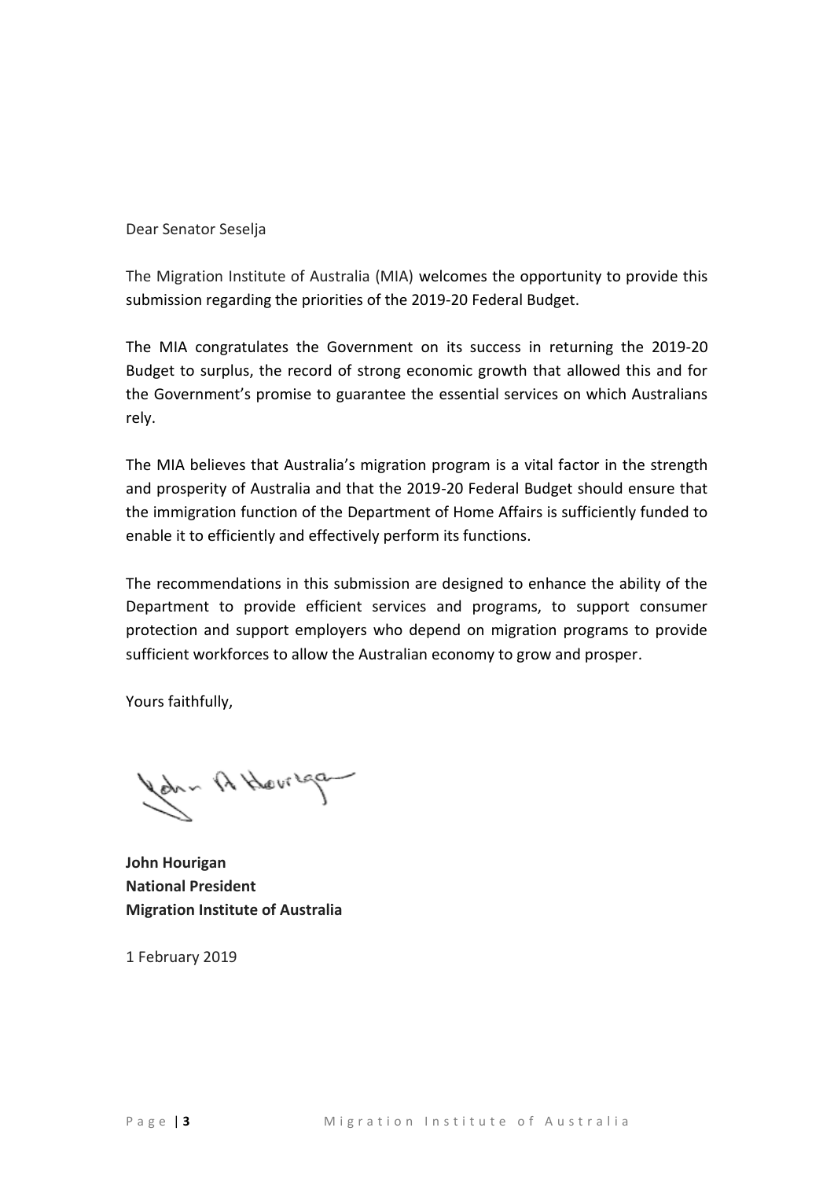Dear Senator Seselja

The Migration Institute of Australia (MIA) welcomes the opportunity to provide this submission regarding the priorities of the 2019-20 Federal Budget.

The MIA congratulates the Government on its success in returning the 2019-20 Budget to surplus, the record of strong economic growth that allowed this and for the Government's promise to guarantee the essential services on which Australians rely.

The MIA believes that Australia's migration program is a vital factor in the strength and prosperity of Australia and that the 2019-20 Federal Budget should ensure that the immigration function of the Department of Home Affairs is sufficiently funded to enable it to efficiently and effectively perform its functions.

The recommendations in this submission are designed to enhance the ability of the Department to provide efficient services and programs, to support consumer protection and support employers who depend on migration programs to provide sufficient workforces to allow the Australian economy to grow and prosper.

Yours faithfully,

**John Hourigan**
**National President**
**Migration Institute of Australia**

1 February 2019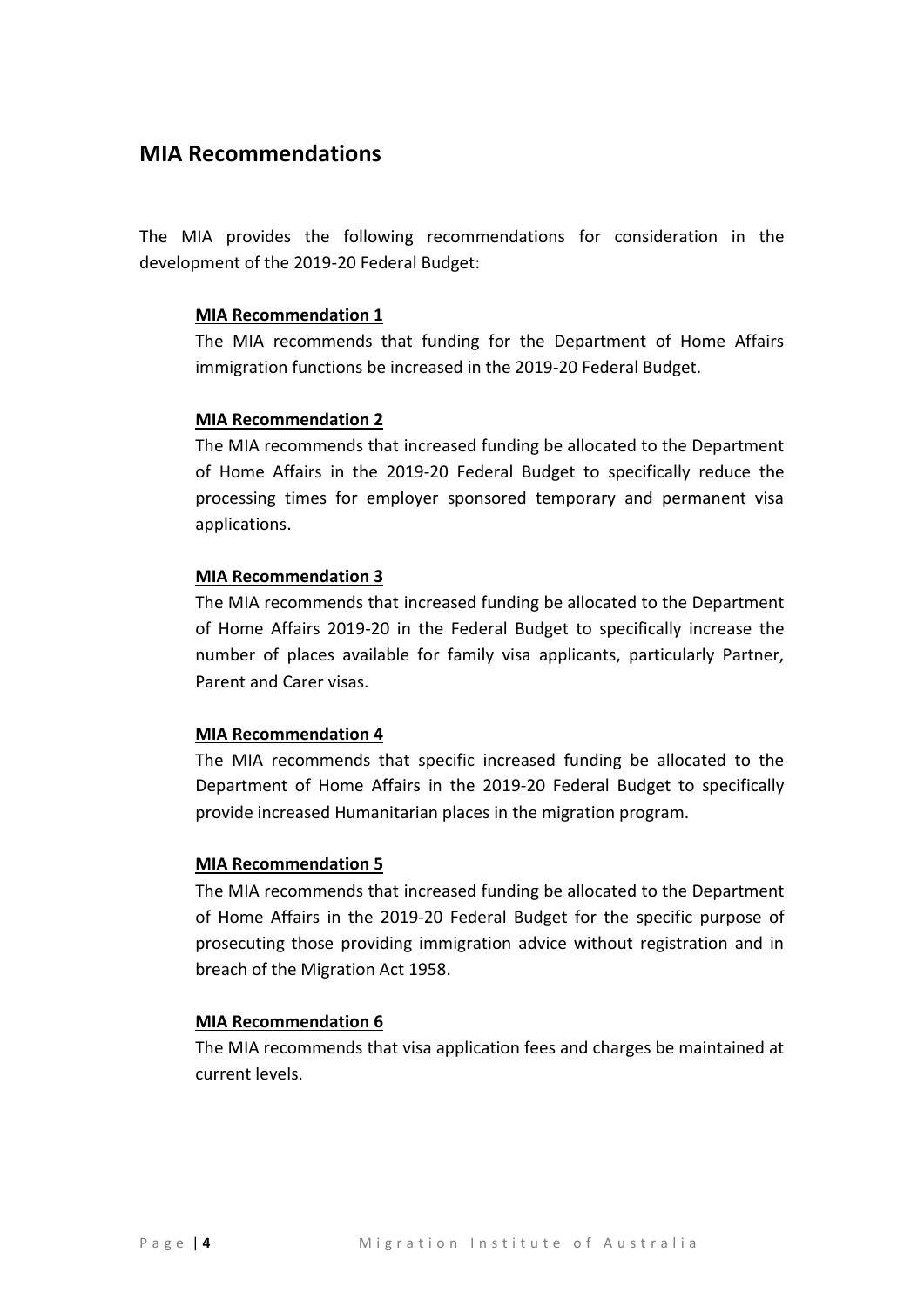## MIA Recommendations

The MIA provides the following recommendations for consideration in the development of the 2019-20 Federal Budget:

**MIA Recommendation 1**

The MIA recommends that funding for the Department of Home Affairs immigration functions be increased in the 2019-20 Federal Budget.

**MIA Recommendation 2**

The MIA recommends that increased funding be allocated to the Department of Home Affairs in the 2019-20 Federal Budget to specifically reduce the processing times for employer sponsored temporary and permanent visa applications.

**MIA Recommendation 3**

The MIA recommends that increased funding be allocated to the Department of Home Affairs 2019-20 in the Federal Budget to specifically increase the number of places available for family visa applicants, particularly Partner, Parent and Carer visas.

**MIA Recommendation 4**

The MIA recommends that specific increased funding be allocated to the Department of Home Affairs in the 2019-20 Federal Budget to specifically provide increased Humanitarian places in the migration program.

**MIA Recommendation 5**

The MIA recommends that increased funding be allocated to the Department of Home Affairs in the 2019-20 Federal Budget for the specific purpose of prosecuting those providing immigration advice without registration and in breach of the Migration Act 1958.

**MIA Recommendation 6**

The MIA recommends that visa application fees and charges be maintained at current levels.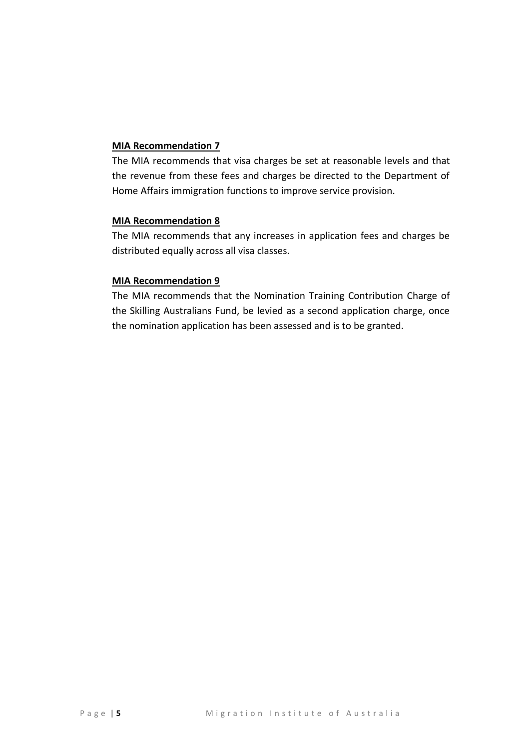**MIA Recommendation 7**

The MIA recommends that visa charges be set at reasonable levels and that the revenue from these fees and charges be directed to the Department of Home Affairs immigration functions to improve service provision.

**MIA Recommendation 8**

The MIA recommends that any increases in application fees and charges be distributed equally across all visa classes.

**MIA Recommendation 9**

The MIA recommends that the Nomination Training Contribution Charge of the Skilling Australians Fund, be levied as a second application charge, once the nomination application has been assessed and is to be granted.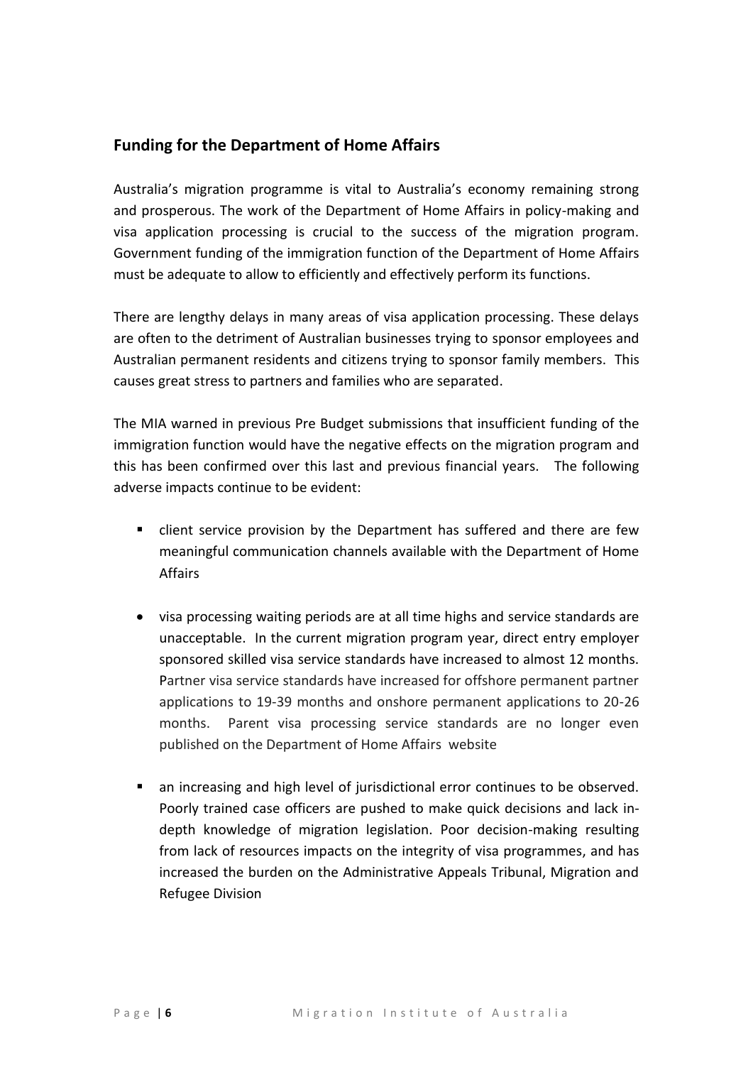## Funding for the Department of Home Affairs

Australia's migration programme is vital to Australia's economy remaining strong and prosperous. The work of the Department of Home Affairs in policy-making and visa application processing is crucial to the success of the migration program. Government funding of the immigration function of the Department of Home Affairs must be adequate to allow to efficiently and effectively perform its functions.

There are lengthy delays in many areas of visa application processing. These delays are often to the detriment of Australian businesses trying to sponsor employees and Australian permanent residents and citizens trying to sponsor family members. This causes great stress to partners and families who are separated.

The MIA warned in previous Pre Budget submissions that insufficient funding of the immigration function would have the negative effects on the migration program and this has been confirmed over this last and previous financial years. The following adverse impacts continue to be evident:

- client service provision by the Department has suffered and there are few meaningful communication channels available with the Department of Home Affairs
- visa processing waiting periods are at all time highs and service standards are unacceptable. In the current migration program year, direct entry employer sponsored skilled visa service standards have increased to almost 12 months. Partner visa service standards have increased for offshore permanent partner applications to 19-39 months and onshore permanent applications to 20-26 months. Parent visa processing service standards are no longer even published on the Department of Home Affairs website
- an increasing and high level of jurisdictional error continues to be observed. Poorly trained case officers are pushed to make quick decisions and lack in-depth knowledge of migration legislation. Poor decision-making resulting from lack of resources impacts on the integrity of visa programmes, and has increased the burden on the Administrative Appeals Tribunal, Migration and Refugee Division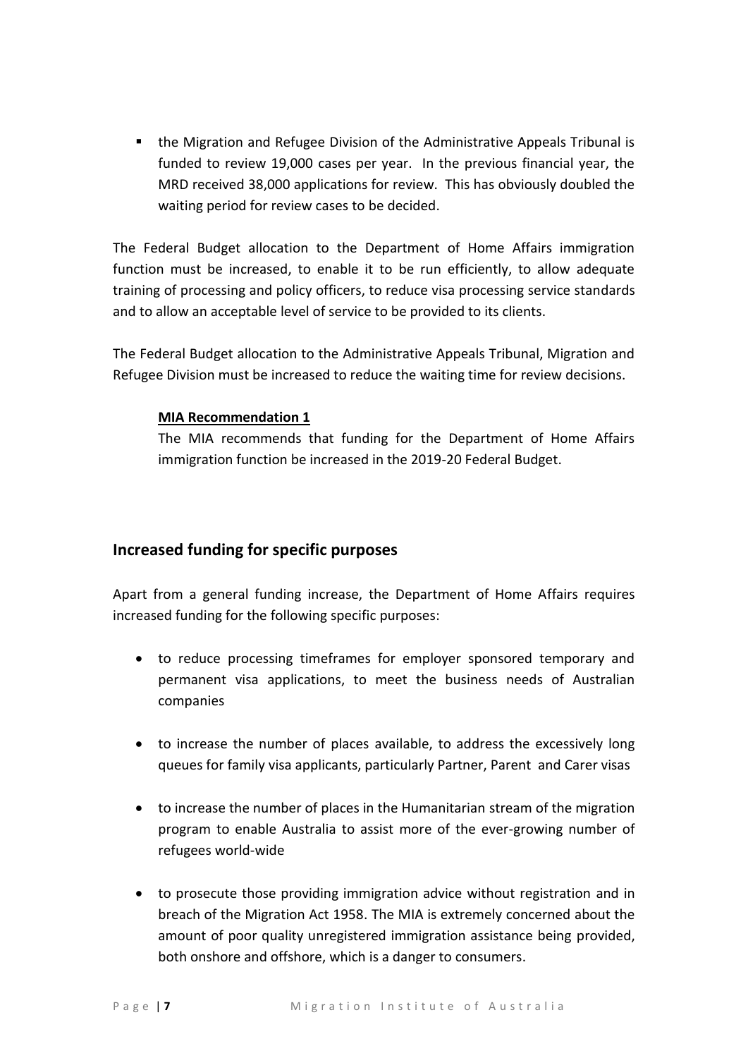- the Migration and Refugee Division of the Administrative Appeals Tribunal is funded to review 19,000 cases per year. In the previous financial year, the MRD received 38,000 applications for review. This has obviously doubled the waiting period for review cases to be decided.

The Federal Budget allocation to the Department of Home Affairs immigration function must be increased, to enable it to be run efficiently, to allow adequate training of processing and policy officers, to reduce visa processing service standards and to allow an acceptable level of service to be provided to its clients.

The Federal Budget allocation to the Administrative Appeals Tribunal, Migration and Refugee Division must be increased to reduce the waiting time for review decisions.

> **MIA Recommendation 1**
>
> The MIA recommends that funding for the Department of Home Affairs immigration function be increased in the 2019-20 Federal Budget.

## Increased funding for specific purposes

Apart from a general funding increase, the Department of Home Affairs requires increased funding for the following specific purposes:

- to reduce processing timeframes for employer sponsored temporary and permanent visa applications, to meet the business needs of Australian companies
- to increase the number of places available, to address the excessively long queues for family visa applicants, particularly Partner, Parent and Carer visas
- to increase the number of places in the Humanitarian stream of the migration program to enable Australia to assist more of the ever-growing number of refugees world-wide
- to prosecute those providing immigration advice without registration and in breach of the Migration Act 1958. The MIA is extremely concerned about the amount of poor quality unregistered immigration assistance being provided, both onshore and offshore, which is a danger to consumers.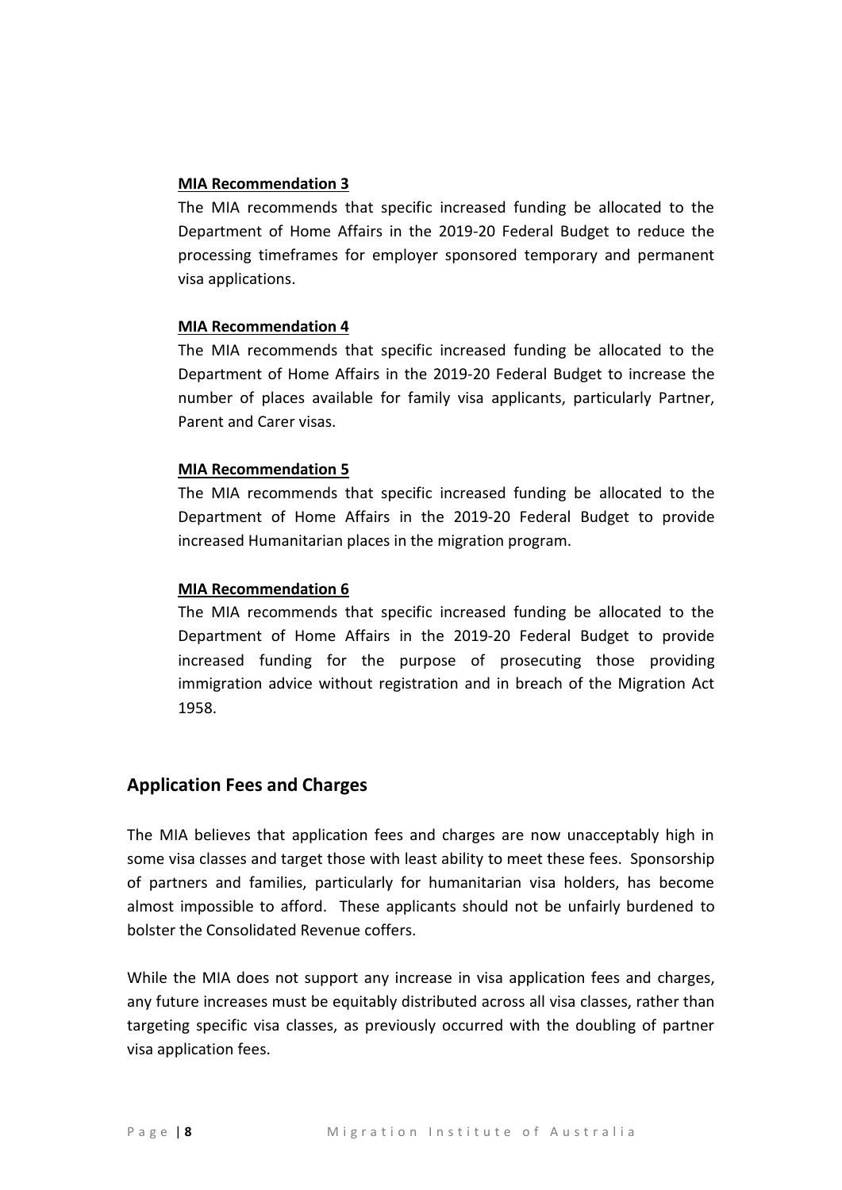**MIA Recommendation 3**

The MIA recommends that specific increased funding be allocated to the Department of Home Affairs in the 2019-20 Federal Budget to reduce the processing timeframes for employer sponsored temporary and permanent visa applications.

**MIA Recommendation 4**

The MIA recommends that specific increased funding be allocated to the Department of Home Affairs in the 2019-20 Federal Budget to increase the number of places available for family visa applicants, particularly Partner, Parent and Carer visas.

**MIA Recommendation 5**

The MIA recommends that specific increased funding be allocated to the Department of Home Affairs in the 2019-20 Federal Budget to provide increased Humanitarian places in the migration program.

**MIA Recommendation 6**

The MIA recommends that specific increased funding be allocated to the Department of Home Affairs in the 2019-20 Federal Budget to provide increased funding for the purpose of prosecuting those providing immigration advice without registration and in breach of the Migration Act 1958.

## Application Fees and Charges

The MIA believes that application fees and charges are now unacceptably high in some visa classes and target those with least ability to meet these fees. Sponsorship of partners and families, particularly for humanitarian visa holders, has become almost impossible to afford. These applicants should not be unfairly burdened to bolster the Consolidated Revenue coffers.

While the MIA does not support any increase in visa application fees and charges, any future increases must be equitably distributed across all visa classes, rather than targeting specific visa classes, as previously occurred with the doubling of partner visa application fees.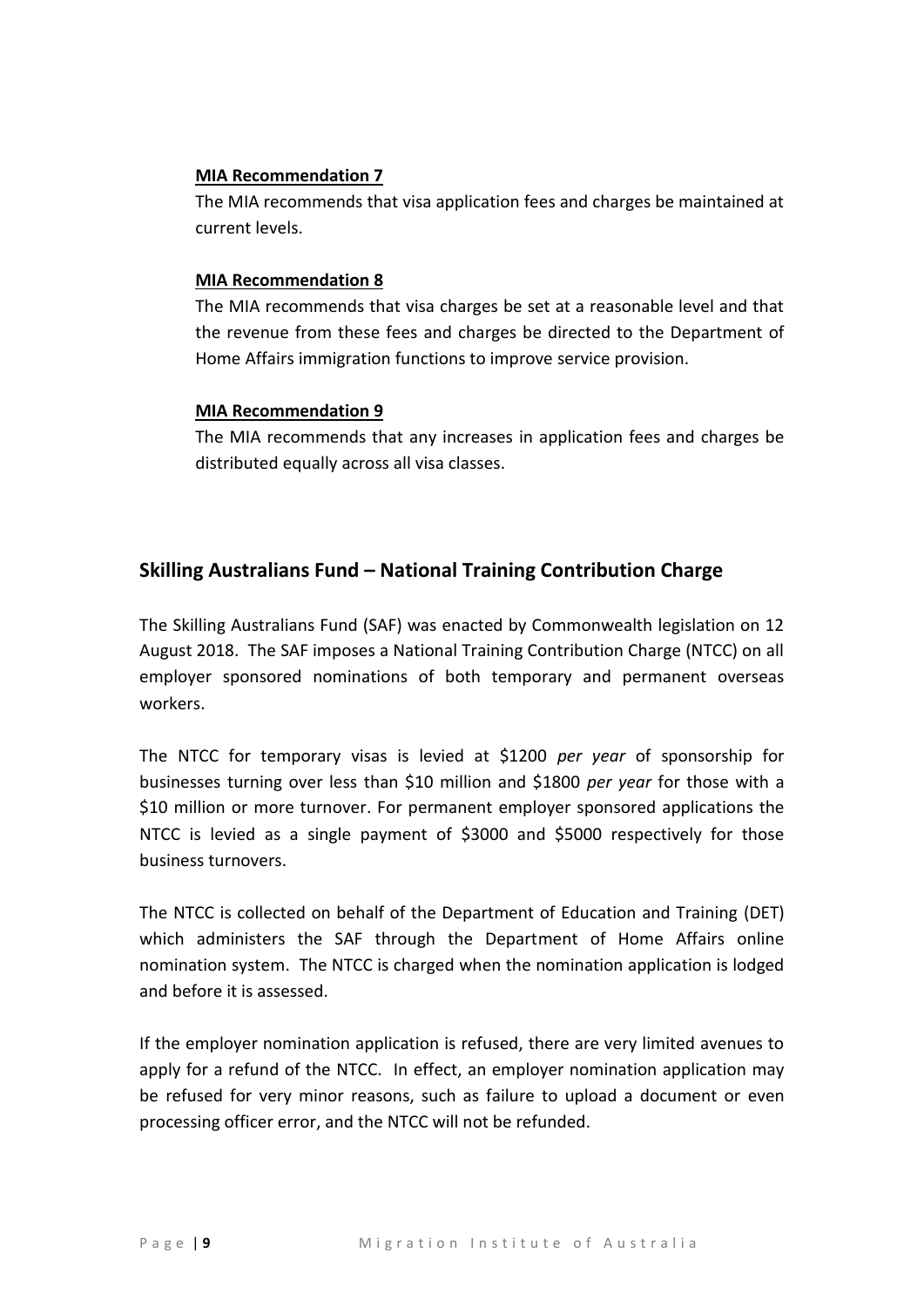**MIA Recommendation 7**

The MIA recommends that visa application fees and charges be maintained at current levels.

**MIA Recommendation 8**

The MIA recommends that visa charges be set at a reasonable level and that the revenue from these fees and charges be directed to the Department of Home Affairs immigration functions to improve service provision.

**MIA Recommendation 9**

The MIA recommends that any increases in application fees and charges be distributed equally across all visa classes.

## Skilling Australians Fund – National Training Contribution Charge

The Skilling Australians Fund (SAF) was enacted by Commonwealth legislation on 12 August 2018. The SAF imposes a National Training Contribution Charge (NTCC) on all employer sponsored nominations of both temporary and permanent overseas workers.

The NTCC for temporary visas is levied at $1200 *per year* of sponsorship for businesses turning over less than $10 million and $1800 *per year* for those with a $10 million or more turnover. For permanent employer sponsored applications the NTCC is levied as a single payment of $3000 and $5000 respectively for those business turnovers.

The NTCC is collected on behalf of the Department of Education and Training (DET) which administers the SAF through the Department of Home Affairs online nomination system. The NTCC is charged when the nomination application is lodged and before it is assessed.

If the employer nomination application is refused, there are very limited avenues to apply for a refund of the NTCC. In effect, an employer nomination application may be refused for very minor reasons, such as failure to upload a document or even processing officer error, and the NTCC will not be refunded.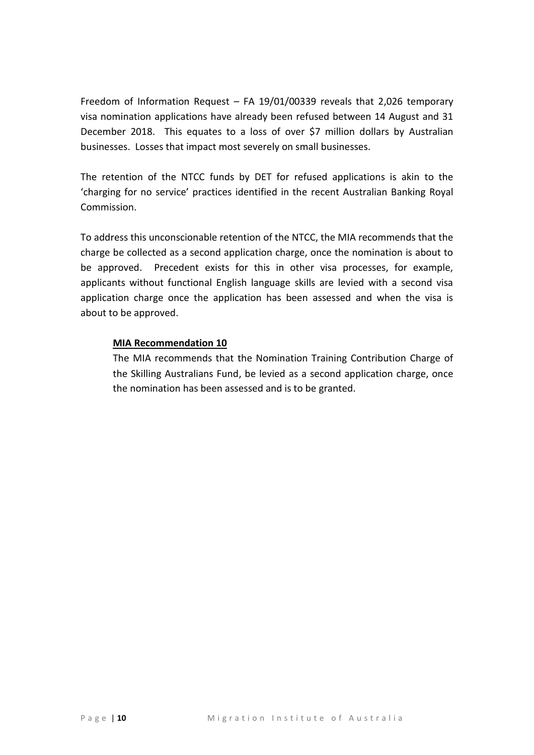Freedom of Information Request – FA 19/01/00339 reveals that 2,026 temporary visa nomination applications have already been refused between 14 August and 31 December 2018. This equates to a loss of over $7 million dollars by Australian businesses. Losses that impact most severely on small businesses.

The retention of the NTCC funds by DET for refused applications is akin to the 'charging for no service' practices identified in the recent Australian Banking Royal Commission.

To address this unconscionable retention of the NTCC, the MIA recommends that the charge be collected as a second application charge, once the nomination is about to be approved. Precedent exists for this in other visa processes, for example, applicants without functional English language skills are levied with a second visa application charge once the application has been assessed and when the visa is about to be approved.

> **MIA Recommendation 10**
>
> The MIA recommends that the Nomination Training Contribution Charge of the Skilling Australians Fund, be levied as a second application charge, once the nomination has been assessed and is to be granted.